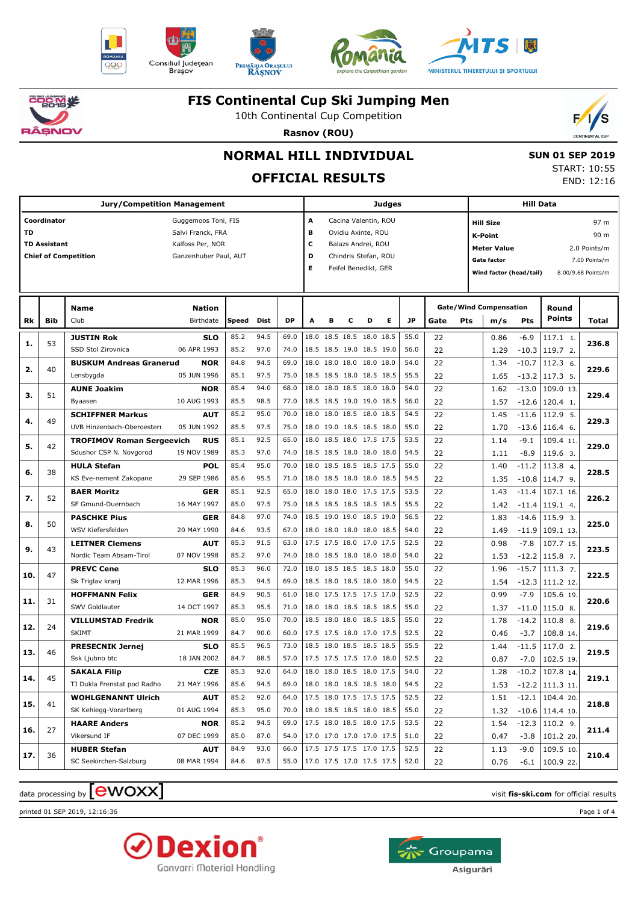# FIS Continental Cup Ski Jumping Men

10th Continental Cup Competition

**Rasnov (ROU)**

## NORMAL HILL INDIVIDUAL

## OFFICIAL RESULTS

**SUN 01 SEP 2019**
START: 10:55
END: 12:16

| Jury/Competition Management | | Judges | | Hill Data | |
|---|---|---|---|---|---|
| **Coordinator** | Guggemoos Toni, FIS | A | Cacina Valentin, ROU | Hill Size | 97 m |
| **TD** | Salvi Franck, FRA | B | Ovidiu Axinte, ROU | K-Point | 90 m |
| **TD Assistant** | Kalfoss Per, NOR | C | Balazs Andrei, ROU | Meter Value | 2.0 Points/m |
| **Chief of Competition** | Ganzenhuber Paul, AUT | D | Chindris Stefan, ROU | Gate factor | 7.00 Points/m |
| | | E | Feifel Benedikt, GER | Wind factor (head/tail) | 8.00/9.68 Points/m |

| Rk | Bib | Name / Club | Nation / Birthdate | Speed | Dist | DP | A | B | C | D | E | JP | Gate | Pts | m/s | Pts | Round Points | Total |
|---|---|---|---|---|---|---|---|---|---|---|---|---|---|---|---|---|---|---|
| 1. | 53 | **JUSTIN Rok** | **SLO** | 85.2 | 94.5 | 69.0 | 18.0 | 18.5 | 18.5 | 18.0 | 18.5 | 55.0 | 22 | | 0.86 | -6.9 | 117.1 1. | 236.8 |
| | | SSD Stol Zirovnica | 06 APR 1993 | 85.2 | 97.0 | 74.0 | 18.5 | 18.5 | 19.0 | 18.5 | 19.0 | 56.0 | 22 | | 1.29 | -10.3 | 119.7 2. | |
| 2. | 40 | **BUSKUM Andreas Granerud** | **NOR** | 84.8 | 94.5 | 69.0 | 18.0 | 18.0 | 18.0 | 18.0 | 18.0 | 54.0 | 22 | | 1.34 | -10.7 | 112.3 6. | 229.6 |
| | | Lensbygda | 05 JUN 1996 | 85.1 | 97.5 | 75.0 | 18.5 | 18.5 | 18.0 | 18.5 | 18.5 | 55.5 | 22 | | 1.65 | -13.2 | 117.3 5. | |
| 3. | 51 | **AUNE Joakim** | **NOR** | 85.4 | 94.0 | 68.0 | 18.0 | 18.0 | 18.5 | 18.0 | 18.0 | 54.0 | 22 | | 1.62 | -13.0 | 109.0 13. | 229.4 |
| | | Byaasen | 10 AUG 1993 | 85.5 | 98.5 | 77.0 | 18.5 | 18.5 | 19.0 | 19.0 | 18.5 | 56.0 | 22 | | 1.57 | -12.6 | 120.4 1. | |
| 4. | 49 | **SCHIFFNER Markus** | **AUT** | 85.2 | 95.0 | 70.0 | 18.0 | 18.0 | 18.5 | 18.0 | 18.5 | 54.5 | 22 | | 1.45 | -11.6 | 112.9 5. | 229.3 |
| | | UVB Hinzenbach-Oberoesterr | 05 JUN 1992 | 85.5 | 97.5 | 75.0 | 18.0 | 19.0 | 18.5 | 18.5 | 18.0 | 55.0 | 22 | | 1.70 | -13.6 | 116.4 6. | |
| 5. | 42 | **TROFIMOV Roman Sergeevich** | **RUS** | 85.1 | 92.5 | 65.0 | 18.0 | 18.5 | 18.0 | 17.5 | 17.5 | 53.5 | 22 | | 1.14 | -9.1 | 109.4 11. | 229.0 |
| | | Sdushor CSP N. Novgorod | 19 NOV 1989 | 85.3 | 97.0 | 74.0 | 18.5 | 18.5 | 18.0 | 18.0 | 18.0 | 54.5 | 22 | | 1.11 | -8.9 | 119.6 3. | |
| 6. | 38 | **HULA Stefan** | **POL** | 85.4 | 95.0 | 70.0 | 18.0 | 18.5 | 18.5 | 18.5 | 17.5 | 55.0 | 22 | | 1.40 | -11.2 | 113.8 4. | 228.5 |
| | | KS Eve-nement Zakopane | 29 SEP 1986 | 85.6 | 95.5 | 71.0 | 18.0 | 18.5 | 18.0 | 18.0 | 18.5 | 54.5 | 22 | | 1.35 | -10.8 | 114.7 9. | |
| 7. | 52 | **BAER Moritz** | **GER** | 85.1 | 92.5 | 65.0 | 18.0 | 18.0 | 18.0 | 17.5 | 17.5 | 53.5 | 22 | | 1.43 | -11.4 | 107.1 16. | 226.2 |
| | | SF Gmund-Duernbach | 16 MAY 1997 | 85.0 | 97.5 | 75.0 | 18.5 | 18.5 | 18.5 | 18.5 | 18.5 | 55.5 | 22 | | 1.42 | -11.4 | 119.1 4. | |
| 8. | 50 | **PASCHKE Pius** | **GER** | 84.8 | 97.0 | 74.0 | 18.5 | 19.0 | 19.0 | 18.5 | 19.0 | 56.5 | 22 | | 1.83 | -14.6 | 115.9 3. | 225.0 |
| | | WSV Kiefersfelden | 20 MAY 1990 | 84.6 | 93.5 | 67.0 | 18.0 | 18.0 | 18.0 | 18.0 | 18.5 | 54.0 | 22 | | 1.49 | -11.9 | 109.1 13. | |
| 9. | 43 | **LEITNER Clemens** | **AUT** | 85.3 | 91.5 | 63.0 | 17.5 | 17.5 | 18.0 | 17.0 | 17.5 | 52.5 | 22 | | 0.98 | -7.8 | 107.7 15. | 223.5 |
| | | Nordic Team Absam-Tirol | 07 NOV 1998 | 85.2 | 97.0 | 74.0 | 18.0 | 18.0 | 18.0 | 18.0 | 18.0 | 54.0 | 22 | | 1.53 | -12.2 | 115.8 7. | |
| 10. | 47 | **PREVC Cene** | **SLO** | 85.3 | 96.0 | 72.0 | 18.0 | 18.5 | 18.5 | 18.5 | 18.0 | 55.0 | 22 | | 1.96 | -15.7 | 111.3 7. | 222.5 |
| | | Sk Triglav kranj | 12 MAR 1996 | 85.3 | 94.5 | 69.0 | 18.5 | 18.0 | 18.5 | 18.0 | 18.0 | 54.5 | 22 | | 1.54 | -12.3 | 111.2 12. | |
| 11. | 31 | **HOFFMANN Felix** | **GER** | 84.9 | 90.5 | 61.0 | 18.0 | 17.5 | 17.5 | 17.5 | 17.0 | 52.5 | 22 | | 0.99 | -7.9 | 105.6 19. | 220.6 |
| | | SWV Goldlauter | 14 OCT 1997 | 85.3 | 95.5 | 71.0 | 18.0 | 18.0 | 18.5 | 18.5 | 18.5 | 55.0 | 22 | | 1.37 | -11.0 | 115.0 8. | |
| 12. | 24 | **VILLUMSTAD Fredrik** | **NOR** | 85.0 | 95.0 | 70.0 | 18.5 | 18.0 | 18.0 | 18.5 | 18.5 | 55.0 | 22 | | 1.78 | -14.2 | 110.8 8. | 219.6 |
| | | SKIMT | 21 MAR 1999 | 84.7 | 90.0 | 60.0 | 17.5 | 17.5 | 18.0 | 17.0 | 17.5 | 52.5 | 22 | | 0.46 | -3.7 | 108.8 14. | |
| 13. | 46 | **PRESECNIK Jernej** | **SLO** | 85.5 | 96.5 | 73.0 | 18.5 | 18.0 | 18.5 | 18.5 | 18.5 | 55.5 | 22 | | 1.44 | -11.5 | 117.0 2. | 219.5 |
| | | Ssk Ljubno btc | 18 JAN 2002 | 84.7 | 88.5 | 57.0 | 17.5 | 17.5 | 17.5 | 17.0 | 18.0 | 52.5 | 22 | | 0.87 | -7.0 | 102.5 19. | |
| 14. | 45 | **SAKALA Filip** | **CZE** | 85.3 | 92.0 | 64.0 | 18.0 | 18.0 | 18.5 | 18.0 | 17.5 | 54.0 | 22 | | 1.28 | -10.2 | 107.8 14. | 219.1 |
| | | TJ Dukla Frenstat pod Radho | 21 MAY 1996 | 85.6 | 94.5 | 69.0 | 18.0 | 18.0 | 18.5 | 18.5 | 18.0 | 54.5 | 22 | | 1.53 | -12.2 | 111.3 11. | |
| 15. | 41 | **WOHLGENANNT Ulrich** | **AUT** | 85.2 | 92.0 | 64.0 | 17.5 | 18.0 | 17.5 | 17.5 | 17.5 | 52.5 | 22 | | 1.51 | -12.1 | 104.4 20. | 218.8 |
| | | SK Kehlegg-Vorarlberg | 01 AUG 1994 | 85.3 | 95.0 | 70.0 | 18.0 | 18.5 | 18.5 | 18.0 | 18.5 | 55.0 | 22 | | 1.32 | -10.6 | 114.4 10. | |
| 16. | 27 | **HAARE Anders** | **NOR** | 85.2 | 94.5 | 69.0 | 17.5 | 18.0 | 18.5 | 18.0 | 17.5 | 53.5 | 22 | | 1.54 | -12.3 | 110.2 9. | 211.4 |
| | | Vikersund IF | 07 DEC 1999 | 85.0 | 87.0 | 54.0 | 17.0 | 17.0 | 17.0 | 17.0 | 17.5 | 51.0 | 22 | | 0.47 | -3.8 | 101.2 20. | |
| 17. | 36 | **HUBER Stefan** | **AUT** | 84.9 | 93.0 | 66.0 | 17.5 | 17.5 | 17.5 | 17.0 | 17.5 | 52.5 | 22 | | 1.13 | -9.0 | 109.5 10. | 210.4 |
| | | SC Seekirchen-Salzburg | 08 MAR 1994 | 84.6 | 87.5 | 55.0 | 17.0 | 17.5 | 17.0 | 17.5 | 17.5 | 52.0 | 22 | | 0.76 | -6.1 | 100.9 22. | |

data processing by ewoxx — visit **fis-ski.com** for official results

printed 01 SEP 2019, 12:16:36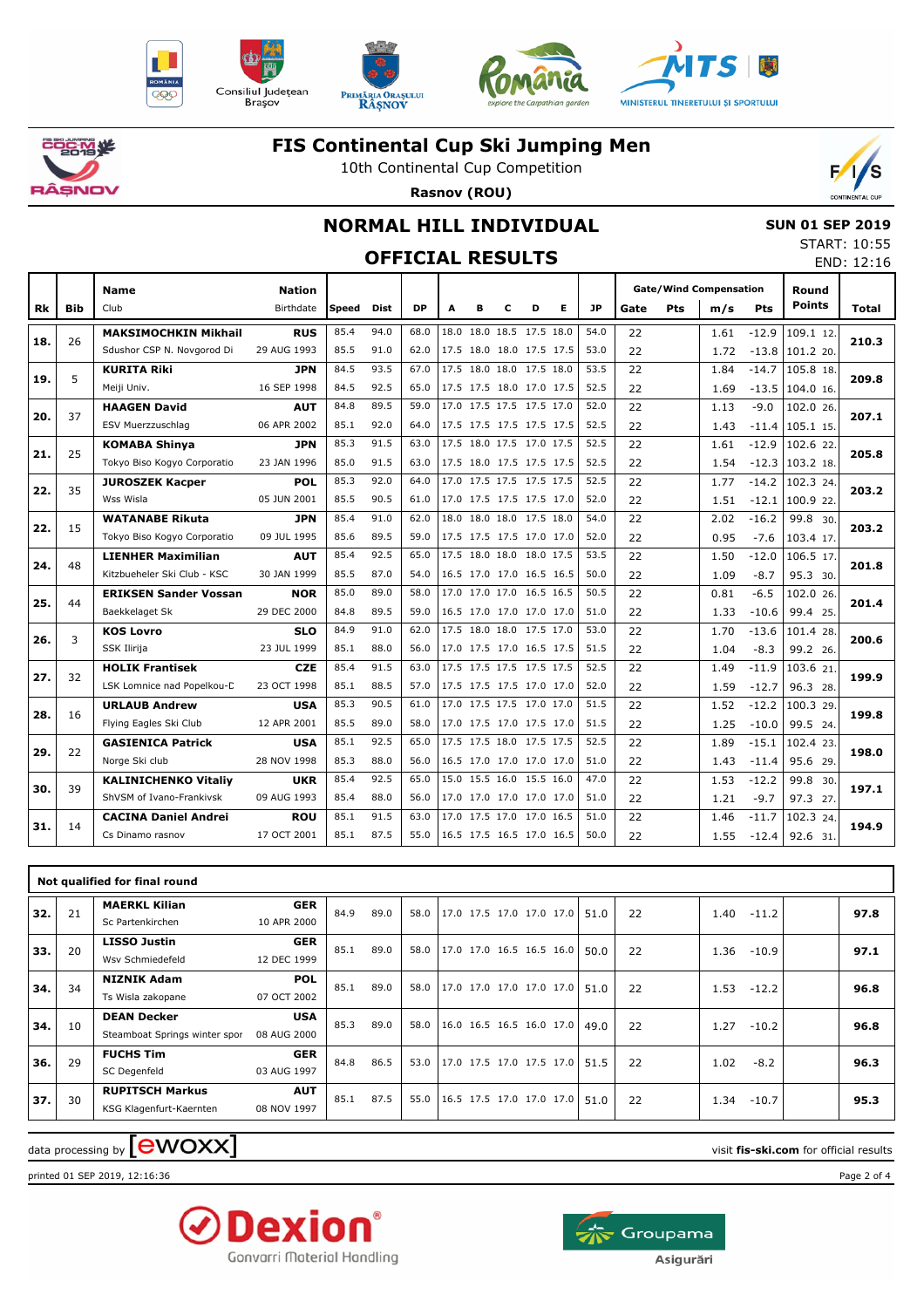# FIS Continental Cup Ski Jumping Men

10th Continental Cup Competition

**Rasnov (ROU)**

## NORMAL HILL INDIVIDUAL

## OFFICIAL RESULTS

**SUN 01 SEP 2019**
START: 10:55
END: 12:16

| Rk | Bib | Name / Club | Nation / Birthdate | Speed | Dist | DP | A | B | C | D | E | JP | Gate | Pts | m/s | Pts | Round Points | Total |
|---|---|---|---|---|---|---|---|---|---|---|---|---|---|---|---|---|---|---|
| 18. | 26 | **MAKSIMOCHKIN Mikhail** | **RUS** | 85.4 | 94.0 | 68.0 | 18.0 | 18.0 | 18.5 | 17.5 | 18.0 | 54.0 | 22 | | 1.61 | -12.9 | 109.1 12. | **210.3** |
| | | Sdushor CSP N. Novgorod Di | 29 AUG 1993 | 85.5 | 91.0 | 62.0 | 17.5 | 18.0 | 18.0 | 17.5 | 17.5 | 53.0 | 22 | | 1.72 | -13.8 | 101.2 20. | |
| 19. | 5 | **KURITA Riki** | **JPN** | 84.5 | 93.5 | 67.0 | 17.5 | 18.0 | 18.0 | 17.5 | 18.0 | 53.5 | 22 | | 1.84 | -14.7 | 105.8 18. | **209.8** |
| | | Meiji Univ. | 16 SEP 1998 | 84.5 | 92.5 | 65.0 | 17.5 | 17.5 | 18.0 | 17.0 | 17.5 | 52.5 | 22 | | 1.69 | -13.5 | 104.0 16. | |
| 20. | 37 | **HAAGEN David** | **AUT** | 84.8 | 89.5 | 59.0 | 17.0 | 17.5 | 17.5 | 17.5 | 17.0 | 52.0 | 22 | | 1.13 | -9.0 | 102.0 26. | **207.1** |
| | | ESV Muerzzuschlag | 06 APR 2002 | 85.1 | 92.0 | 64.0 | 17.5 | 17.5 | 17.5 | 17.5 | 17.5 | 52.5 | 22 | | 1.43 | -11.4 | 105.1 15. | |
| 21. | 25 | **KOMABA Shinya** | **JPN** | 85.3 | 91.5 | 63.0 | 17.5 | 18.0 | 17.5 | 17.0 | 17.5 | 52.5 | 22 | | 1.61 | -12.9 | 102.6 22. | **205.8** |
| | | Tokyo Biso Kogyo Corporatio | 23 JAN 1996 | 85.0 | 91.5 | 63.0 | 17.5 | 18.0 | 17.5 | 17.5 | 17.5 | 52.5 | 22 | | 1.54 | -12.3 | 103.2 18. | |
| 22. | 35 | **JUROSZEK Kacper** | **POL** | 85.3 | 92.0 | 64.0 | 17.0 | 17.5 | 17.5 | 17.5 | 17.5 | 52.5 | 22 | | 1.77 | -14.2 | 102.3 24. | **203.2** |
| | | Wss Wisla | 05 JUN 2001 | 85.5 | 90.5 | 61.0 | 17.0 | 17.5 | 17.5 | 17.5 | 17.0 | 52.0 | 22 | | 1.51 | -12.1 | 100.9 22. | |
| 22. | 15 | **WATANABE Rikuta** | **JPN** | 85.4 | 91.0 | 62.0 | 18.0 | 18.0 | 18.0 | 17.5 | 18.0 | 54.0 | 22 | | 2.02 | -16.2 | 99.8 30. | **203.2** |
| | | Tokyo Biso Kogyo Corporatio | 09 JUL 1995 | 85.6 | 89.5 | 59.0 | 17.5 | 17.5 | 17.5 | 17.0 | 17.0 | 52.0 | 22 | | 0.95 | -7.6 | 103.4 17. | |
| 24. | 48 | **LIENHER Maximilian** | **AUT** | 85.4 | 92.5 | 65.0 | 17.5 | 18.0 | 18.0 | 18.0 | 17.5 | 53.5 | 22 | | 1.50 | -12.0 | 106.5 17. | **201.8** |
| | | Kitzbueheler Ski Club - KSC | 30 JAN 1999 | 85.5 | 87.0 | 54.0 | 16.5 | 17.0 | 17.0 | 16.5 | 16.5 | 50.0 | 22 | | 1.09 | -8.7 | 95.3 30. | |
| 25. | 44 | **ERIKSEN Sander Vossan** | **NOR** | 85.0 | 89.0 | 58.0 | 17.0 | 17.0 | 17.0 | 16.5 | 16.5 | 50.5 | 22 | | 0.81 | -6.5 | 102.0 26. | **201.4** |
| | | Baekkelaget Sk | 29 DEC 2000 | 84.8 | 89.5 | 59.0 | 16.5 | 17.0 | 17.0 | 17.0 | 17.0 | 51.0 | 22 | | 1.33 | -10.6 | 99.4 25. | |
| 26. | 3 | **KOS Lovro** | **SLO** | 84.9 | 91.0 | 62.0 | 17.5 | 18.0 | 18.0 | 17.5 | 17.0 | 53.0 | 22 | | 1.70 | -13.6 | 101.4 28. | **200.6** |
| | | SSK Ilirija | 23 JUL 1999 | 85.1 | 88.0 | 56.0 | 17.0 | 17.5 | 17.0 | 16.5 | 17.5 | 51.5 | 22 | | 1.04 | -8.3 | 99.2 26. | |
| 27. | 32 | **HOLIK Frantisek** | **CZE** | 85.4 | 91.5 | 63.0 | 17.5 | 17.5 | 17.5 | 17.5 | 17.5 | 52.5 | 22 | | 1.49 | -11.9 | 103.6 21. | **199.9** |
| | | LSK Lomnice nad Popelkou-D | 23 OCT 1998 | 85.1 | 88.5 | 57.0 | 17.5 | 17.5 | 17.5 | 17.0 | 17.0 | 52.0 | 22 | | 1.59 | -12.7 | 96.3 28. | |
| 28. | 16 | **URLAUB Andrew** | **USA** | 85.3 | 90.5 | 61.0 | 17.0 | 17.5 | 17.5 | 17.0 | 17.0 | 51.5 | 22 | | 1.52 | -12.2 | 100.3 29. | **199.8** |
| | | Flying Eagles Ski Club | 12 APR 2001 | 85.5 | 89.0 | 58.0 | 17.0 | 17.5 | 17.0 | 17.5 | 17.0 | 51.5 | 22 | | 1.25 | -10.0 | 99.5 24. | |
| 29. | 22 | **GASIENICA Patrick** | **USA** | 85.1 | 92.5 | 65.0 | 17.5 | 17.5 | 18.0 | 17.5 | 17.5 | 52.5 | 22 | | 1.89 | -15.1 | 102.4 23. | **198.0** |
| | | Norge Ski club | 28 NOV 1998 | 85.3 | 88.0 | 56.0 | 16.5 | 17.0 | 17.0 | 17.0 | 17.0 | 51.0 | 22 | | 1.43 | -11.4 | 95.6 29. | |
| 30. | 39 | **KALINICHENKO Vitaliy** | **UKR** | 85.4 | 92.5 | 65.0 | 15.0 | 15.5 | 16.0 | 15.5 | 16.0 | 47.0 | 22 | | 1.53 | -12.2 | 99.8 30. | **197.1** |
| | | ShVSM of Ivano-Frankivsk | 09 AUG 1993 | 85.4 | 88.0 | 56.0 | 17.0 | 17.0 | 17.0 | 17.0 | 17.0 | 51.0 | 22 | | 1.21 | -9.7 | 97.3 27. | |
| 31. | 14 | **CACINA Daniel Andrei** | **ROU** | 85.1 | 91.5 | 63.0 | 17.0 | 17.5 | 17.0 | 17.0 | 16.5 | 51.0 | 22 | | 1.46 | -11.7 | 102.3 24. | **194.9** |
| | | Cs Dinamo rasnov | 17 OCT 2001 | 85.1 | 87.5 | 55.0 | 16.5 | 17.5 | 16.5 | 17.0 | 16.5 | 50.0 | 22 | | 1.55 | -12.4 | 92.6 31. | |

**Not qualified for final round**

| Rk | Bib | Name / Club | Nation / Birthdate | Speed | Dist | DP | A | B | C | D | E | JP | Gate | Pts | m/s | Pts | Round Points | Total |
|---|---|---|---|---|---|---|---|---|---|---|---|---|---|---|---|---|---|---|
| 32. | 21 | **MAERKL Kilian** / Sc Partenkirchen | **GER** / 10 APR 2000 | 84.9 | 89.0 | 58.0 | 17.0 | 17.5 | 17.0 | 17.0 | 17.0 | 51.0 | 22 | | 1.40 | -11.2 | | **97.8** |
| 33. | 20 | **LISSO Justin** / Wsv Schmiedefeld | **GER** / 12 DEC 1999 | 85.1 | 89.0 | 58.0 | 17.0 | 17.0 | 16.5 | 16.5 | 16.0 | 50.0 | 22 | | 1.36 | -10.9 | | **97.1** |
| 34. | 34 | **NIZNIK Adam** / Ts Wisla zakopane | **POL** / 07 OCT 2002 | 85.1 | 89.0 | 58.0 | 17.0 | 17.0 | 17.0 | 17.0 | 17.0 | 51.0 | 22 | | 1.53 | -12.2 | | **96.8** |
| 34. | 10 | **DEAN Decker** / Steamboat Springs winter spor | **USA** / 08 AUG 2000 | 85.3 | 89.0 | 58.0 | 16.0 | 16.5 | 16.5 | 16.0 | 17.0 | 49.0 | 22 | | 1.27 | -10.2 | | **96.8** |
| 36. | 29 | **FUCHS Tim** / SC Degenfeld | **GER** / 03 AUG 1997 | 84.8 | 86.5 | 53.0 | 17.0 | 17.5 | 17.0 | 17.5 | 17.0 | 51.5 | 22 | | 1.02 | -8.2 | | **96.3** |
| 37. | 30 | **RUPITSCH Markus** / KSG Klagenfurt-Kaernten | **AUT** / 08 NOV 1997 | 85.1 | 87.5 | 55.0 | 16.5 | 17.5 | 17.0 | 17.0 | 17.0 | 51.0 | 22 | | 1.34 | -10.7 | | **95.3** |

data processing by ewoxx — visit **fis-ski.com** for official results

printed 01 SEP 2019, 12:16:36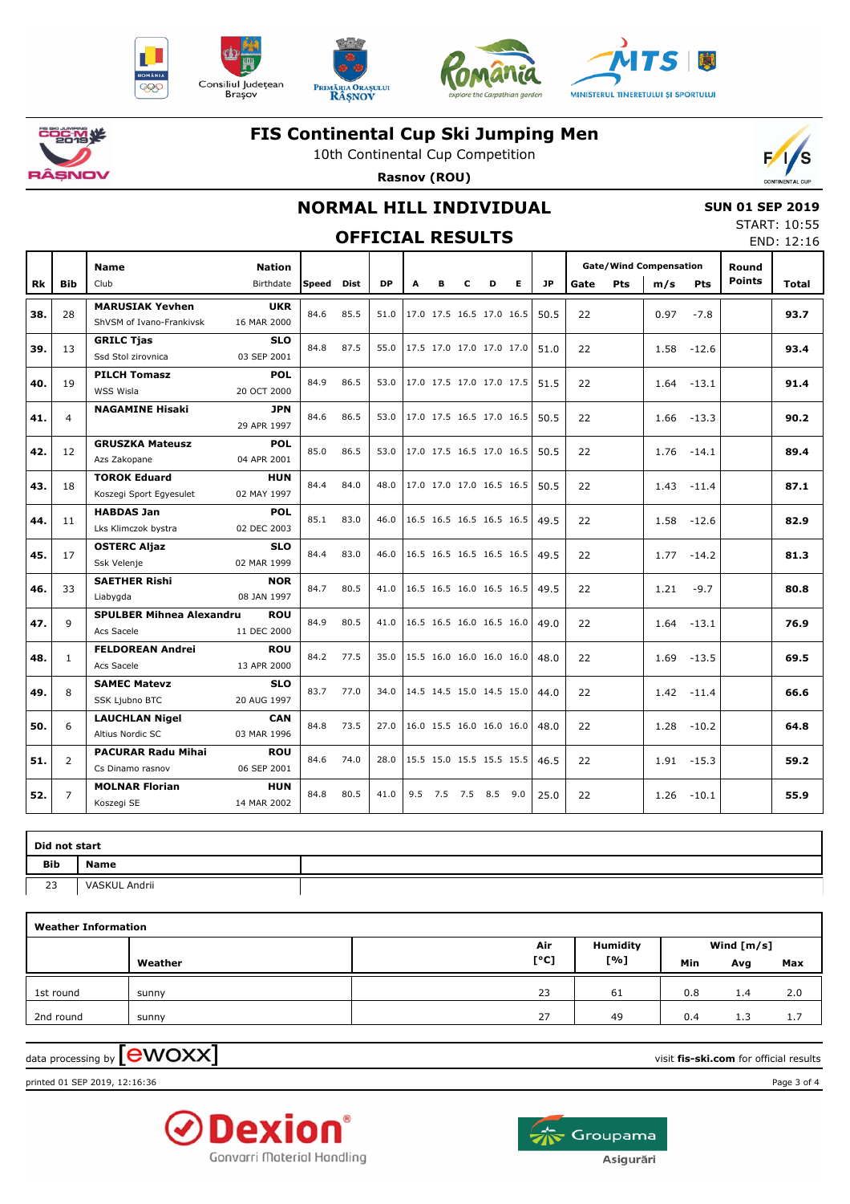# FIS Continental Cup Ski Jumping Men

10th Continental Cup Competition

**Rasnov (ROU)**

## NORMAL HILL INDIVIDUAL

## OFFICIAL RESULTS

**SUN 01 SEP 2019**
START: 10:55
END: 12:16

| Rk | Bib | Name / Club | Nation / Birthdate | Speed | Dist | DP | A | B | C | D | E | JP | Gate | Pts | m/s | Pts | Round Points | Total |
|---|---|---|---|---|---|---|---|---|---|---|---|---|---|---|---|---|---|---|
| 38. | 28 | **MARUSIAK Yevhen** ShVSM of Ivano-Frankivsk | **UKR** 16 MAR 2000 | 84.6 | 85.5 | 51.0 | 17.0 | 17.5 | 16.5 | 17.0 | 16.5 | 50.5 | 22 | | 0.97 | -7.8 | | **93.7** |
| 39. | 13 | **GRILC Tjas** Ssd Stol zirovnica | **SLO** 03 SEP 2001 | 84.8 | 87.5 | 55.0 | 17.5 | 17.0 | 17.0 | 17.0 | 17.0 | 51.0 | 22 | | 1.58 | -12.6 | | **93.4** |
| 40. | 19 | **PILCH Tomasz** WSS Wisla | **POL** 20 OCT 2000 | 84.9 | 86.5 | 53.0 | 17.0 | 17.5 | 17.0 | 17.0 | 17.5 | 51.5 | 22 | | 1.64 | -13.1 | | **91.4** |
| 41. | 4 | **NAGAMINE Hisaki** | **JPN** 29 APR 1997 | 84.6 | 86.5 | 53.0 | 17.0 | 17.5 | 16.5 | 17.0 | 16.5 | 50.5 | 22 | | 1.66 | -13.3 | | **90.2** |
| 42. | 12 | **GRUSZKA Mateusz** Azs Zakopane | **POL** 04 APR 2001 | 85.0 | 86.5 | 53.0 | 17.0 | 17.5 | 16.5 | 17.0 | 16.5 | 50.5 | 22 | | 1.76 | -14.1 | | **89.4** |
| 43. | 18 | **TOROK Eduard** Koszegi Sport Egyesulet | **HUN** 02 MAY 1997 | 84.4 | 84.0 | 48.0 | 17.0 | 17.0 | 17.0 | 16.5 | 16.5 | 50.5 | 22 | | 1.43 | -11.4 | | **87.1** |
| 44. | 11 | **HABDAS Jan** Lks Klimczok bystra | **POL** 02 DEC 2003 | 85.1 | 83.0 | 46.0 | 16.5 | 16.5 | 16.5 | 16.5 | 16.5 | 49.5 | 22 | | 1.58 | -12.6 | | **82.9** |
| 45. | 17 | **OSTERC Aljaz** Ssk Velenje | **SLO** 02 MAR 1999 | 84.4 | 83.0 | 46.0 | 16.5 | 16.5 | 16.5 | 16.5 | 16.5 | 49.5 | 22 | | 1.77 | -14.2 | | **81.3** |
| 46. | 33 | **SAETHER Rishi** Liabygda | **NOR** 08 JAN 1997 | 84.7 | 80.5 | 41.0 | 16.5 | 16.5 | 16.0 | 16.5 | 16.5 | 49.5 | 22 | | 1.21 | -9.7 | | **80.8** |
| 47. | 9 | **SPULBER Mihnea Alexandru** Acs Sacele | **ROU** 11 DEC 2000 | 84.9 | 80.5 | 41.0 | 16.5 | 16.5 | 16.0 | 16.5 | 16.0 | 49.0 | 22 | | 1.64 | -13.1 | | **76.9** |
| 48. | 1 | **FELDOREAN Andrei** Acs Sacele | **ROU** 13 APR 2000 | 84.2 | 77.5 | 35.0 | 15.5 | 16.0 | 16.0 | 16.0 | 16.0 | 48.0 | 22 | | 1.69 | -13.5 | | **69.5** |
| 49. | 8 | **SAMEC Matevz** SSK Ljubno BTC | **SLO** 20 AUG 1997 | 83.7 | 77.0 | 34.0 | 14.5 | 14.5 | 15.0 | 14.5 | 15.0 | 44.0 | 22 | | 1.42 | -11.4 | | **66.6** |
| 50. | 6 | **LAUCHLAN Nigel** Altius Nordic SC | **CAN** 03 MAR 1996 | 84.8 | 73.5 | 27.0 | 16.0 | 15.5 | 16.0 | 16.0 | 16.0 | 48.0 | 22 | | 1.28 | -10.2 | | **64.8** |
| 51. | 2 | **PACURAR Radu Mihai** Cs Dinamo rasnov | **ROU** 06 SEP 2001 | 84.6 | 74.0 | 28.0 | 15.5 | 15.0 | 15.5 | 15.5 | 15.5 | 46.5 | 22 | | 1.91 | -15.3 | | **59.2** |
| 52. | 7 | **MOLNAR Florian** Koszegi SE | **HUN** 14 MAR 2002 | 84.8 | 80.5 | 41.0 | 9.5 | 7.5 | 7.5 | 8.5 | 9.0 | 25.0 | 22 | | 1.26 | -10.1 | | **55.9** |

**Did not start**

| Bib | Name |
|---|---|
| 23 | VASKUL Andrii |

**Weather Information**

| | Weather | Air [°C] | Humidity [%] | Wind [m/s] Min | Avg | Max |
|---|---|---|---|---|---|---|
| 1st round | sunny | 23 | 61 | 0.8 | 1.4 | 2.0 |
| 2nd round | sunny | 27 | 49 | 0.4 | 1.3 | 1.7 |

data processing by ewoxx — visit **fis-ski.com** for official results

printed 01 SEP 2019, 12:16:36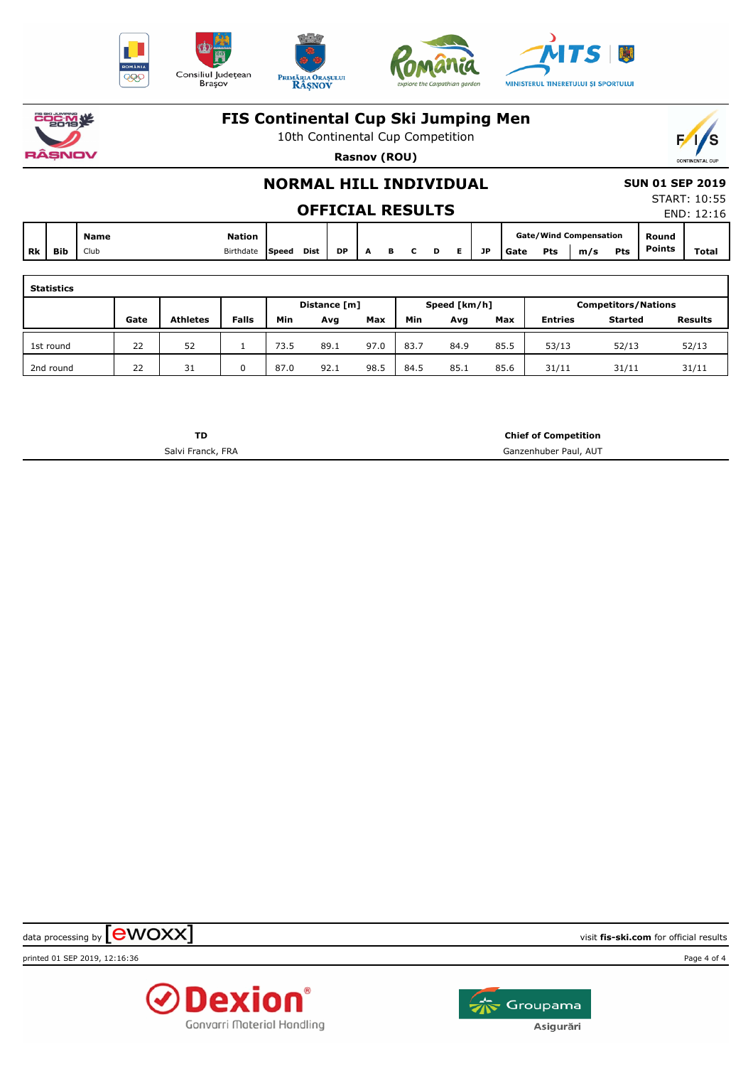# FIS Continental Cup Ski Jumping Men

10th Continental Cup Competition

**Rasnov (ROU)**

## NORMAL HILL INDIVIDUAL

## OFFICIAL RESULTS

**SUN 01 SEP 2019**
START: 10:55
END: 12:16

| Rk | Bib | Name Club | Nation Birthdate | Speed | Dist | DP | A | B | C | D | E | JP | Gate/Wind Compensation Gate | Pts | m/s | Pts | Round Points | Total |
|---|---|---|---|---|---|---|---|---|---|---|---|---|---|---|---|---|---|---|

**Statistics**

| | Gate | Athletes | Falls | Distance [m] | | | Speed [km/h] | | | Competitors/Nations | | |
|---|---|---|---|---|---|---|---|---|---|---|---|---|
| | | | | Min | Avg | Max | Min | Avg | Max | Entries | Started | Results |
| 1st round | 22 | 52 | 1 | 73.5 | 89.1 | 97.0 | 83.7 | 84.9 | 85.5 | 53/13 | 52/13 | 52/13 |
| 2nd round | 22 | 31 | 0 | 87.0 | 92.1 | 98.5 | 84.5 | 85.1 | 85.6 | 31/11 | 31/11 | 31/11 |

| TD | Chief of Competition |
|---|---|
| Salvi Franck, FRA | Ganzenhuber Paul, AUT |

data processing by [ewoxx]

visit **fis-ski.com** for official results

printed 01 SEP 2019, 12:16:36